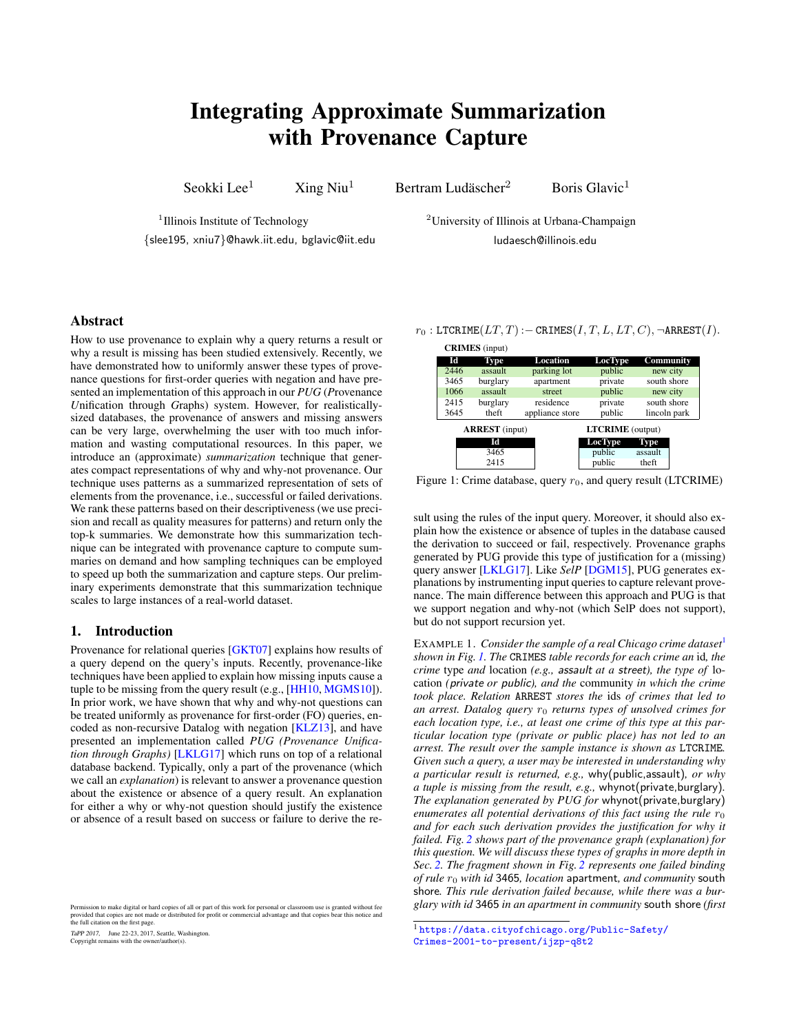# Integrating Approximate Summarization with Provenance Capture

Seokki Lee[1] Xing Niu[1] Bertram Ludäscher[2] Boris Glavic[1]

[1]Illinois Institute of Technology
{slee195, xniu7}@hawk.iit.edu, bglavic@iit.edu

[2]University of Illinois at Urbana-Champaign
ludaesch@illinois.edu

## Abstract

How to use provenance to explain why a query returns a result or why a result is missing has been studied extensively. Recently, we have demonstrated how to uniformly answer these types of provenance questions for first-order queries with negation and have presented an implementation of this approach in our *PUG* (*P*rovenance *U*nification through *G*raphs) system. However, for realistically-sized databases, the provenance of answers and missing answers can be very large, overwhelming the user with too much information and wasting computational resources. In this paper, we introduce an (approximate) *summarization* technique that generates compact representations of why and why-not provenance. Our technique uses patterns as a summarized representation of sets of elements from the provenance, i.e., successful or failed derivations. We rank these patterns based on their descriptiveness (we use precision and recall as quality measures for patterns) and return only the top-k summaries. We demonstrate how this summarization technique can be integrated with provenance capture to compute summaries on demand and how sampling techniques can be employed to speed up both the summarization and capture steps. Our preliminary experiments demonstrate that this summarization technique scales to large instances of a real-world dataset.

## 1. Introduction

Provenance for relational queries [GKT07] explains how results of a query depend on the query's inputs. Recently, provenance-like techniques have been applied to explain how missing inputs cause a tuple to be missing from the query result (e.g., [HH10, MGMS10]). In prior work, we have shown that why and why-not questions can be treated uniformly as provenance for first-order (FO) queries, encoded as non-recursive Datalog with negation [KLZ13], and have presented an implementation called *PUG (Provenance Unification through Graphs)* [LKLG17] which runs on top of a relational database backend. Typically, only a part of the provenance (which we call an *explanation*) is relevant to answer a provenance question about the existence or absence of a query result. An explanation for either a why or why-not question should justify the existence or absence of a result based on success or failure to derive the result using the rules of the input query. Moreover, it should also explain how the existence or absence of tuples in the database caused the derivation to succeed or fail, respectively. Provenance graphs generated by PUG provide this type of justification for a (missing) query answer [LKLG17]. Like *SelP* [DGM15], PUG generates explanations by instrumenting input queries to capture relevant provenance. The main difference between this approach and PUG is that we support negation and why-not (which SelP does not support), but do not support recursion yet.

$r_0$ : $\mathtt{LTCRIME}(LT, T) :- \mathtt{CRIMES}(I, T, L, LT, C), \neg\mathtt{ARREST}(I).$

**CRIMES** (input)

| Id | Type | Location | LocType | Community |
|---|---|---|---|---|
| 2446 | assault | parking lot | public | new city |
| 3465 | burglary | apartment | private | south shore |
| 1066 | assault | street | public | new city |
| 2415 | burglary | residence | private | south shore |
| 3645 | theft | appliance store | public | lincoln park |

**ARREST** (input)

| Id |
|---|
| 3465 |
| 2415 |

**LTCRIME** (output)

| LocType | Type |
|---|---|
| public | assault |
| public | theft |

Figure 1: Crime database, query $r_0$, and query result (LTCRIME)

EXAMPLE 1. *Consider the sample of a real Chicago crime dataset*[1] *shown in Fig. 1. The* CRIMES *table records for each crime an* id*, the crime* type *and* location *(e.g.,* assault *at a* street*), the type of* location *(*private *or* public*), and the* community *in which the crime took place. Relation* ARREST *stores the* ids *of crimes that led to an arrest. Datalog query* $r_0$ *returns types of unsolved crimes for each location type, i.e., at least one crime of this type at this particular location type (private or public place) has not led to an arrest. The result over the sample instance is shown as* LTCRIME*. Given such a query, a user may be interested in understanding why a particular result is returned, e.g.,* why(public,assault)*, or why a tuple is missing from the result, e.g.,* whynot(private,burglary)*. The explanation generated by PUG for* whynot(private,burglary) *enumerates all potential derivations of this fact using the rule* $r_0$ *and for each such derivation provides the justification for why it failed. Fig. 2 shows part of the provenance graph (explanation) for this question. We will discuss these types of graphs in more depth in Sec. 2. The fragment shown in Fig. 2 represents one failed binding of rule* $r_0$ *with id* 3465*, location* apartment*, and community* south shore*. This rule derivation failed because, while there was a burglary with id* 3465 *in an apartment in community* south shore *(first*

[1] https://data.cityofchicago.org/Public-Safety/Crimes-2001-to-present/ijzp-q8t2

Permission to make digital or hard copies of all or part of this work for personal or classroom use is granted without fee provided that copies are not made or distributed for profit or commercial advantage and that copies bear this notice and the full citation on the first page.
TaPP 2017, June 22-23, 2017, Seattle, Washington.
Copyright remains with the owner/author(s).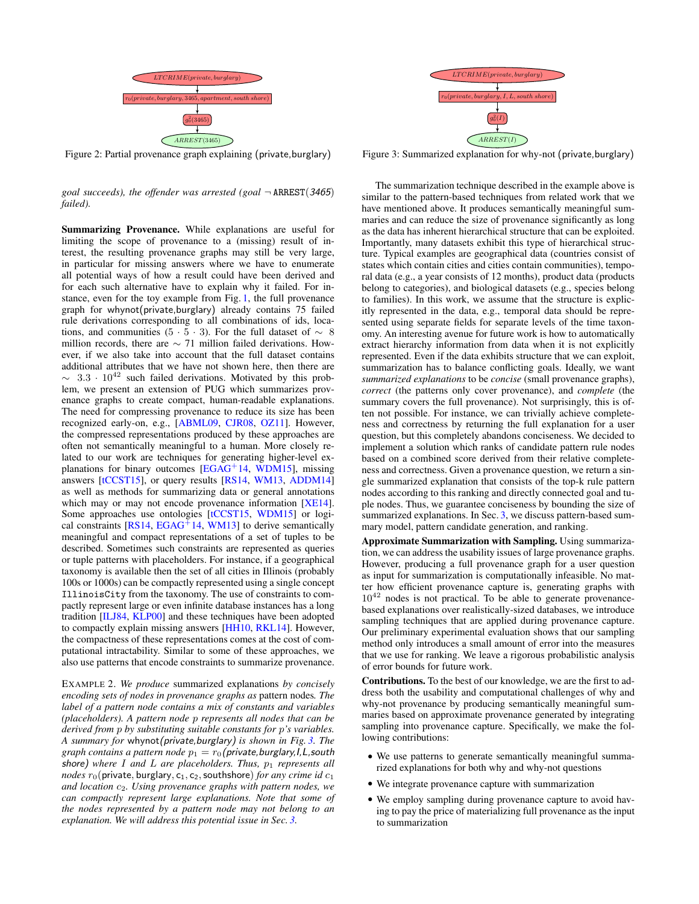LTCRIME(private, burglary)

$r_0$(private, burglary, 3465, apartment, south shore)

$g_0^2(3465)$

ARREST(3465)

Figure 2: Partial provenance graph explaining (private,burglary)

LTCRIME(private, burglary)

$r_0$(private, burglary, $I$, $L$, south shore)

$g_0^2(I)$

ARREST($I$)

Figure 3: Summarized explanation for why-not (private,burglary)

*goal succeeds), the offender was arrested (goal* $\neg$ ARREST(*3465*) *failed).*

**Summarizing Provenance.** While explanations are useful for limiting the scope of provenance to a (missing) result of interest, the resulting provenance graphs may still be very large, in particular for missing answers where we have to enumerate all potential ways of how a result could have been derived and for each such alternative have to explain why it failed. For instance, even for the toy example from Fig. 1, the full provenance graph for whynot(private,burglary) already contains 75 failed rule derivations corresponding to all combinations of ids, locations, and communities ($5 \cdot 5 \cdot 3$). For the full dataset of $\sim$ 8 million records, there are $\sim$ 71 million failed derivations. However, if we also take into account that the full dataset contains additional attributes that we have not shown here, then there are $\sim$ $3.3 \cdot 10^{42}$ such failed derivations. Motivated by this problem, we present an extension of PUG which summarizes provenance graphs to create compact, human-readable explanations. The need for compressing provenance to reduce its size has been recognized early-on, e.g., [ABML09, CJR08, OZ11]. However, the compressed representations produced by these approaches are often not semantically meaningful to a human. More closely related to our work are techniques for generating higher-level explanations for binary outcomes [EGAG+14, WDM15], missing answers [tCCST15], or query results [RS14, WM13, ADDM14] as well as methods for summarizing data or general annotations which may or may not encode provenance information [XE14]. Some approaches use ontologies [tCCST15, WDM15] or logical constraints [RS14, EGAG+14, WM13] to derive semantically meaningful and compact representations of a set of tuples to be described. Sometimes such constraints are represented as queries or tuple patterns with placeholders. For instance, if a geographical taxonomy is available then the set of all cities in Illinois (probably 100s or 1000s) can be compactly represented using a single concept IllinoisCity from the taxonomy. The use of constraints to compactly represent large or even infinite database instances has a long tradition [ILJ84, KLP00] and these techniques have been adopted to compactly explain missing answers [HH10, RKL14]. However, the compactness of these representations comes at the cost of computational intractability. Similar to some of these approaches, we also use patterns that encode constraints to summarize provenance.

EXAMPLE 2. *We produce* summarized explanations *by concisely encoding sets of nodes in provenance graphs as* pattern nodes*. The label of a pattern node contains a mix of constants and variables (placeholders). A pattern node $p$ represents all nodes that can be derived from $p$ by substituting suitable constants for $p$'s variables. A summary for* whynot*(private,burglary) is shown in Fig. 3. The graph contains a pattern node $p_1 = r_0$(private,burglary,$I$,$L$,south shore) where $I$ and $L$ are placeholders. Thus, $p_1$ represents all nodes $r_0$(*private*,* burglary*,* $c_1$*,* $c_2$*,* southshore*) for any crime id $c_1$ and location $c_2$. Using provenance graphs with pattern nodes, we can compactly represent large explanations. Note that some of the nodes represented by a pattern node may not belong to an explanation. We will address this potential issue in Sec. 3.*

The summarization technique described in the example above is similar to the pattern-based techniques from related work that we have mentioned above. It produces semantically meaningful summaries and can reduce the size of provenance significantly as long as the data has inherent hierarchical structure that can be exploited. Importantly, many datasets exhibit this type of hierarchical structure. Typical examples are geographical data (countries consist of states which contain cities and cities contain communities), temporal data (e.g., a year consists of 12 months), product data (products belong to categories), and biological datasets (e.g., species belong to families). In this work, we assume that the structure is explicitly represented in the data, e.g., temporal data should be represented using separate fields for separate levels of the time taxonomy. An interesting avenue for future work is how to automatically extract hierarchy information from data when it is not explicitly represented. Even if the data exhibits structure that we can exploit, summarization has to balance conflicting goals. Ideally, we want *summarized explanations* to be *concise* (small provenance graphs), *correct* (the patterns only cover provenance), and *complete* (the summary covers the full provenance). Not surprisingly, this is often not possible. For instance, we can trivially achieve completeness and correctness by returning the full explanation for a user question, but this completely abandons conciseness. We decided to implement a solution which ranks of candidate pattern rule nodes based on a combined score derived from their relative completeness and correctness. Given a provenance question, we return a single summarized explanation that consists of the top-k rule pattern nodes according to this ranking and directly connected goal and tuple nodes. Thus, we guarantee conciseness by bounding the size of summarized explanations. In Sec. 3, we discuss pattern-based summary model, pattern candidate generation, and ranking.

**Approximate Summarization with Sampling.** Using summarization, we can address the usability issues of large provenance graphs. However, producing a full provenance graph for a user question as input for summarization is computationally infeasible. No matter how efficient provenance capture is, generating graphs with $10^{42}$ nodes is not practical. To be able to generate provenance-based explanations over realistically-sized databases, we introduce sampling techniques that are applied during provenance capture. Our preliminary experimental evaluation shows that our sampling method only introduces a small amount of error into the measures that we use for ranking. We leave a rigorous probabilistic analysis of error bounds for future work.

**Contributions.** To the best of our knowledge, we are the first to address both the usability and computational challenges of why and why-not provenance by producing semantically meaningful summaries based on approximate provenance generated by integrating sampling into provenance capture. Specifically, we make the following contributions:

- We use patterns to generate semantically meaningful summarized explanations for both why and why-not questions
- We integrate provenance capture with summarization
- We employ sampling during provenance capture to avoid having to pay the price of materializing full provenance as the input to summarization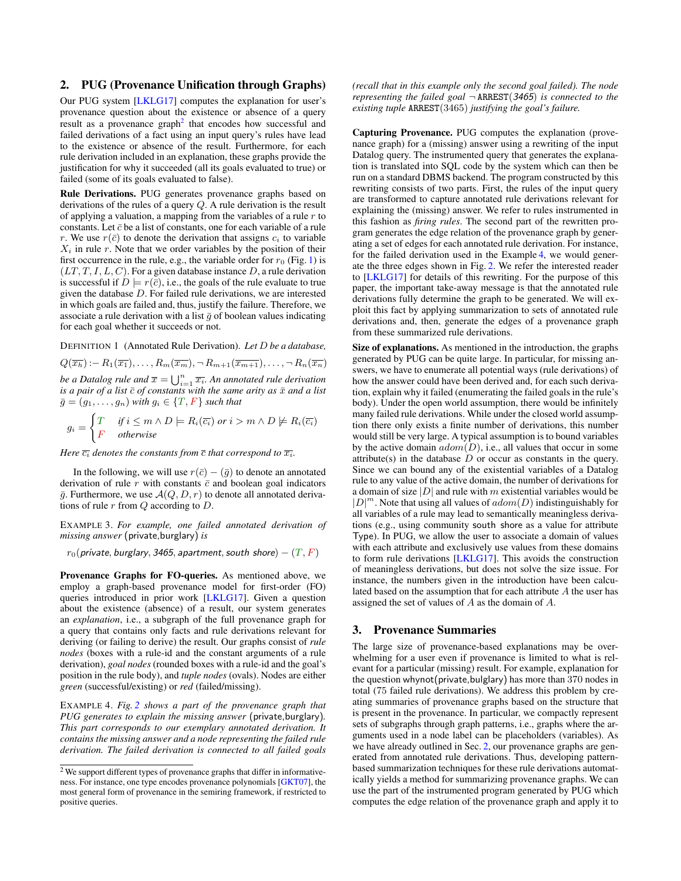## 2. PUG (Provenance Unification through Graphs)

Our PUG system [LKLG17] computes the explanation for user's provenance question about the existence or absence of a query result as a provenance graph[2] that encodes how successful and failed derivations of a fact using an input query's rules have lead to the existence or absence of the result. Furthermore, for each rule derivation included in an explanation, these graphs provide the justification for why it succeeded (all its goals evaluated to true) or failed (some of its goals evaluated to false).

**Rule Derivations.** PUG generates provenance graphs based on derivations of the rules of a query $Q$. A rule derivation is the result of applying a valuation, a mapping from the variables of a rule $r$ to constants. Let $\bar{c}$ be a list of constants, one for each variable of a rule $r$. We use $r(\bar{c})$ to denote the derivation that assigns $c_i$ to variable $X_i$ in rule $r$. Note that we order variables by the position of their first occurrence in the rule, e.g., the variable order for $r_0$ (Fig. 1) is $(LT, T, I, L, C)$. For a given database instance $D$, a rule derivation is successful if $D \models r(\bar{c})$, i.e., the goals of the rule evaluate to true given the database $D$. For failed rule derivations, we are interested in which goals are failed and, thus, justify the failure. Therefore, we associate a rule derivation with a list $\bar{g}$ of boolean values indicating for each goal whether it succeeds or not.

DEFINITION 1 (Annotated Rule Derivation). *Let $D$ be a database,*

$$Q(\overline{x_h}) :- R_1(\overline{x_1}), \ldots, R_m(\overline{x_m}), \neg\, R_{m+1}(\overline{x_{m+1}}), \ldots, \neg\, R_n(\overline{x_n})$$

*be a Datalog rule and $\overline{x} = \bigcup_{i=1}^{n} \overline{x_i}$. An annotated rule derivation is a pair of a list $\bar{c}$ of constants with the same arity as $\bar{x}$ and a list $\bar{g} = (g_1, \ldots, g_n)$ with $g_i \in \{T, F\}$ such that*

$$g_i = \begin{cases} T & \text{if } i \leq m \wedge D \models R_i(\overline{c_i}) \text{ or } i > m \wedge D \not\models R_i(\overline{c_i}) \\ F & \text{otherwise} \end{cases}$$

*Here $\overline{c_i}$ denotes the constants from $\bar{c}$ that correspond to $\overline{x_i}$.*

In the following, we will use $r(\bar{c}) - (\bar{g})$ to denote an annotated derivation of rule $r$ with constants $\bar{c}$ and boolean goal indicators $\bar{g}$. Furthermore, we use $\mathcal{A}(Q, D, r)$ to denote all annotated derivations of rule $r$ from $Q$ according to $D$.

EXAMPLE 3. *For example, one failed annotated derivation of missing answer* (private,burglary) *is*

$r_0$(*private*, *burglary*, *3465*, *apartment*, *south shore*) $- (T, F)$

**Provenance Graphs for FO-queries.** As mentioned above, we employ a graph-based provenance model for first-order (FO) queries introduced in prior work [LKLG17]. Given a question about the existence (absence) of a result, our system generates an *explanation*, i.e., a subgraph of the full provenance graph for a query that contains only facts and rule derivations relevant for deriving (or failing to derive) the result. Our graphs consist of *rule nodes* (boxes with a rule-id and the constant arguments of a rule derivation), *goal nodes* (rounded boxes with a rule-id and the goal's position in the rule body), and *tuple nodes* (ovals). Nodes are either *green* (successful/existing) or *red* (failed/missing).

EXAMPLE 4. *Fig. 2 shows a part of the provenance graph that PUG generates to explain the missing answer* (private,burglary)*. This part corresponds to our exemplary annotated derivation. It contains the missing answer and a node representing the failed rule derivation. The failed derivation is connected to all failed goals (recall that in this example only the second goal failed). The node representing the failed goal* $\neg$ ARREST(*3465*) *is connected to the existing tuple* ARREST(3465) *justifying the goal's failure.*

**Capturing Provenance.** PUG computes the explanation (provenance graph) for a (missing) answer using a rewriting of the input Datalog query. The instrumented query that generates the explanation is translated into SQL code by the system which can then be run on a standard DBMS backend. The program constructed by this rewriting consists of two parts. First, the rules of the input query are transformed to capture annotated rule derivations relevant for explaining the (missing) answer. We refer to rules instrumented in this fashion as *firing rules*. The second part of the rewritten program generates the edge relation of the provenance graph by generating a set of edges for each annotated rule derivation. For instance, for the failed derivation used in the Example 4, we would generate the three edges shown in Fig. 2. We refer the interested reader to [LKLG17] for details of this rewriting. For the purpose of this paper, the important take-away message is that the annotated rule derivations fully determine the graph to be generated. We will exploit this fact by applying summarization to sets of annotated rule derivations and, then, generate the edges of a provenance graph from these summarized rule derivations.

**Size of explanations.** As mentioned in the introduction, the graphs generated by PUG can be quite large. In particular, for missing answers, we have to enumerate all potential ways (rule derivations) of how the answer could have been derived and, for each such derivation, explain why it failed (enumerating the failed goals in the rule's body). Under the open world assumption, there would be infinitely many failed rule derivations. While under the closed world assumption there only exists a finite number of derivations, this number would still be very large. A typical assumption is to bound variables by the active domain $adom(D)$, i.e., all values that occur in some attribute(s) in the database $D$ or occur as constants in the query. Since we can bound any of the existential variables of a Datalog rule to any value of the active domain, the number of derivations for a domain of size $|D|$ and rule with $m$ existential variables would be $|D|^m$. Note that using all values of $adom(D)$ indistinguishably for all variables of a rule may lead to semantically meaningless derivations (e.g., using community south shore as a value for attribute Type). In PUG, we allow the user to associate a domain of values with each attribute and exclusively use values from these domains to form rule derivations [LKLG17]. This avoids the construction of meaningless derivations, but does not solve the size issue. For instance, the numbers given in the introduction have been calculated based on the assumption that for each attribute $A$ the user has assigned the set of values of $A$ as the domain of $A$.

## 3. Provenance Summaries

The large size of provenance-based explanations may be overwhelming for a user even if provenance is limited to what is relevant for a particular (missing) result. For example, explanation for the question whynot(private,bulglary) has more than 370 nodes in total (75 failed rule derivations). We address this problem by creating summaries of provenance graphs based on the structure that is present in the provenance. In particular, we compactly represent sets of subgraphs through graph patterns, i.e., graphs where the arguments used in a node label can be placeholders (variables). As we have already outlined in Sec. 2, our provenance graphs are generated from annotated rule derivations. Thus, developing pattern-based summarization techniques for these rule derivations automatically yields a method for summarizing provenance graphs. We can use the part of the instrumented program generated by PUG which computes the edge relation of the provenance graph and apply it to

[2] We support different types of provenance graphs that differ in informativeness. For instance, one type encodes provenance polynomials [GKT07], the most general form of provenance in the semiring framework, if restricted to positive queries.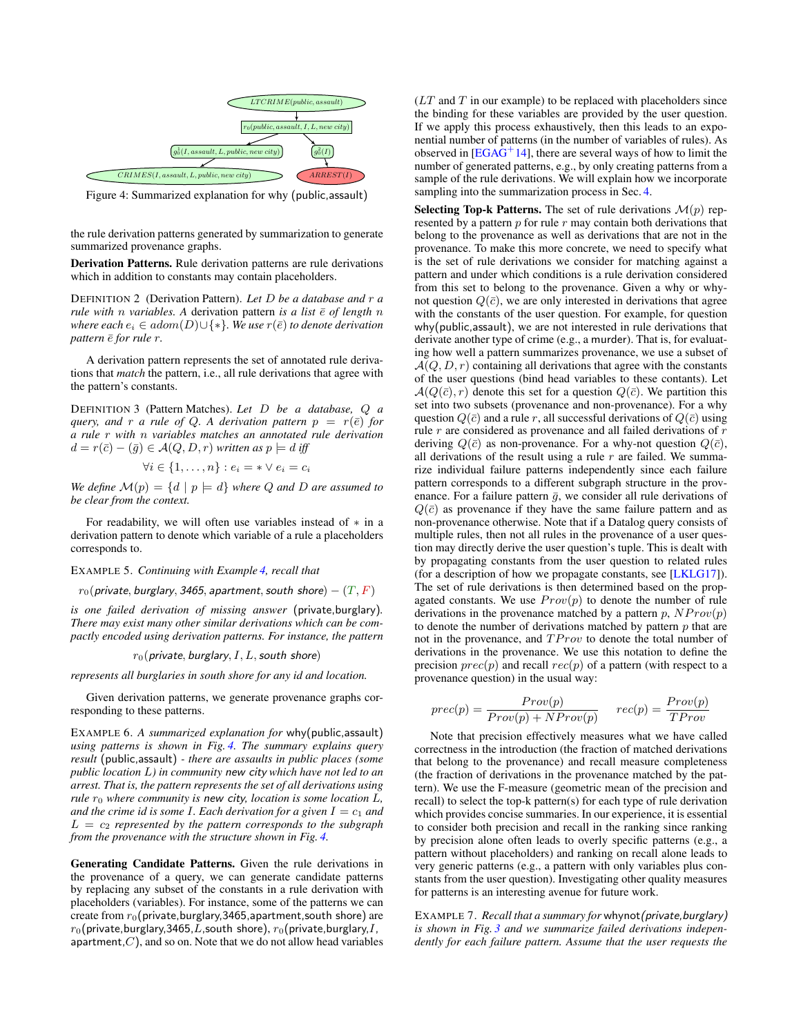$LTCRIME(public, assault)$

$r_0(public, assault, I, L, new\ city)$

$g_0^1(I, assault, L, public, new\ city)$

$g_0^2(I)$

$CRIMES(I, assault, L, public, new\ city)$

$ARREST(I)$

Figure 4: Summarized explanation for why (public,assault)

the rule derivation patterns generated by summarization to generate summarized provenance graphs.

**Derivation Patterns.** Rule derivation patterns are rule derivations which in addition to constants may contain placeholders.

DEFINITION 2 (Derivation Pattern). *Let $D$ be a database and $r$ a rule with $n$ variables. A derivation pattern is a list $\bar{e}$ of length $n$ where each $e_i \in adom(D) \cup \{*\}$. We use $r(\bar{e})$ to denote derivation pattern $\bar{e}$ for rule $r$.*

A derivation pattern represents the set of annotated rule derivations that *match* the pattern, i.e., all rule derivations that agree with the pattern's constants.

DEFINITION 3 (Pattern Matches). *Let $D$ be a database, $Q$ a query, and $r$ a rule of $Q$. A derivation pattern $p = r(\bar{e})$ for a rule $r$ with $n$ variables matches an annotated rule derivation $d = r(\bar{c}) - (\bar{g}) \in \mathcal{A}(Q, D, r)$ written as $p \models d$ iff*

$$\forall i \in \{1, \ldots, n\} : e_i = * \vee e_i = c_i$$

*We define $\mathcal{M}(p) = \{d \mid p \models d\}$ where $Q$ and $D$ are assumed to be clear from the context.*

For readability, we will often use variables instead of $*$ in a derivation pattern to denote which variable of a rule a placeholders corresponds to.

EXAMPLE 5. *Continuing with Example 4, recall that*

$$r_0(\textsf{private}, \textsf{burglary}, \textsf{3465}, \textsf{apartment}, \textsf{south shore}) - (T, F)$$

*is one failed derivation of missing answer* (private,burglary). *There may exist many other similar derivations which can be compactly encoded using derivation patterns. For instance, the pattern*

$$r_0(\textsf{private}, \textsf{burglary}, I, L, \textsf{south shore})$$

*represents all burglaries in south shore for any id and location.*

Given derivation patterns, we generate provenance graphs corresponding to these patterns.

EXAMPLE 6. *A summarized explanation for* why(public,assault) *using patterns is shown in Fig. 4. The summary explains query result* (public,assault) *- there are assaults in public places (some public location $L$) in community* new city *which have not led to an arrest. That is, the pattern represents the set of all derivations using rule $r_0$ where community is* new city, *location is some location $L$, and the crime id is some $I$. Each derivation for a given $I = c_1$ and $L = c_2$ represented by the pattern corresponds to the subgraph from the provenance with the structure shown in Fig. 4.*

**Generating Candidate Patterns.** Given the rule derivations in the provenance of a query, we can generate candidate patterns by replacing any subset of the constants in a rule derivation with placeholders (variables). For instance, some of the patterns we can create from $r_0$(private,burglary,3465,apartment,south shore) are $r_0$(private,burglary,3465,$L$,south shore), $r_0$(private,burglary,$I$, apartment,$C$), and so on. Note that we do not allow head variables ($LT$ and $T$ in our example) to be replaced with placeholders since the binding for these variables are provided by the user question. If we apply this process exhaustively, then this leads to an exponential number of patterns (in the number of variables of rules). As observed in [EGAG+14], there are several ways of how to limit the number of generated patterns, e.g., by only creating patterns from a sample of the rule derivations. We will explain how we incorporate sampling into the summarization process in Sec. 4.

**Selecting Top-k Patterns.** The set of rule derivations $\mathcal{M}(p)$ represented by a pattern $p$ for rule $r$ may contain both derivations that belong to the provenance as well as derivations that are not in the provenance. To make this more concrete, we need to specify what is the set of rule derivations we consider for matching against a pattern and under which conditions is a rule derivation considered from this set to belong to the provenance. Given a why or why-not question $Q(\bar{c})$, we are only interested in derivations that agree with the constants of the user question. For example, for question why(public,assault), we are not interested in rule derivations that derivate another type of crime (e.g., a murder). That is, for evaluating how well a pattern summarizes provenance, we use a subset of $\mathcal{A}(Q, D, r)$ containing all derivations that agree with the constants of the user questions (bind head variables to these contants). Let $\mathcal{A}(Q(\bar{c}), r)$ denote this set for a question $Q(\bar{c})$. We partition this set into two subsets (provenance and non-provenance). For a why question $Q(\bar{c})$ and a rule $r$, all successful derivations of $Q(\bar{c})$ using rule $r$ are considered as provenance and all failed derivations of $r$ deriving $Q(\bar{c})$ as non-provenance. For a why-not question $Q(\bar{c})$, all derivations of the result using a rule $r$ are failed. We summarize individual failure patterns independently since each failure pattern corresponds to a different subgraph structure in the provenance. For a failure pattern $\bar{g}$, we consider all rule derivations of $Q(\bar{c})$ as provenance if they have the same failure pattern and as non-provenance otherwise. Note that if a Datalog query consists of multiple rules, then not all rules in the provenance of a user question may directly derive the user question's tuple. This is dealt with by propagating constants from the user question to related rules (for a description of how we propagate constants, see [LKLG17]). The set of rule derivations is then determined based on the propagated constants. We use $Prov(p)$ to denote the number of rule derivations in the provenance matched by a pattern $p$, $NProv(p)$ to denote the number of derivations matched by pattern $p$ that are not in the provenance, and $TProv$ to denote the total number of derivations in the provenance. We use this notation to define the precision $prec(p)$ and recall $rec(p)$ of a pattern (with respect to a provenance question) in the usual way:

$$prec(p) = \frac{Prov(p)}{Prov(p) + NProv(p)} \qquad rec(p) = \frac{Prov(p)}{TProv}$$

Note that precision effectively measures what we have called correctness in the introduction (the fraction of matched derivations that belong to the provenance) and recall measure completeness (the fraction of derivations in the provenance matched by the pattern). We use the F-measure (geometric mean of the precision and recall) to select the top-k pattern(s) for each type of rule derivation which provides concise summaries. In our experience, it is essential to consider both precision and recall in the ranking since ranking by precision alone often leads to overly specific patterns (e.g., a pattern without placeholders) and ranking on recall alone leads to very generic patterns (e.g., a pattern with only variables plus constants from the user question). Investigating other quality measures for patterns is an interesting avenue for future work.

EXAMPLE 7. *Recall that a summary for* whynot*(private,burglary) is shown in Fig. 3 and we summarize failed derivations independently for each failure pattern. Assume that the user requests the*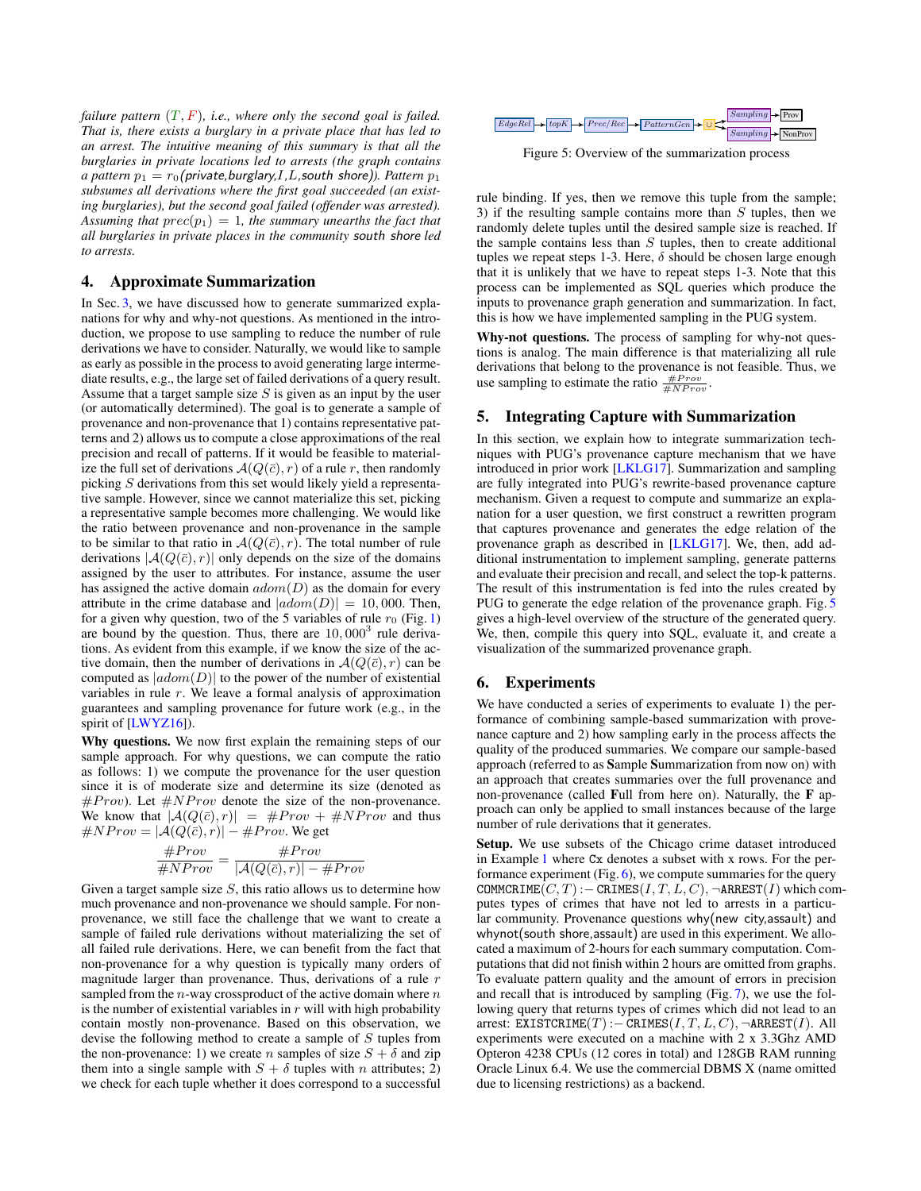*failure pattern ($T$, $F$), i.e., where only the second goal is failed. That is, there exists a burglary in a private place that has led to an arrest. The intuitive meaning of this summary is that all the burglaries in private locations led to arrests (the graph contains a pattern $p_1 = r_0$(private,burglary,$I$,$L$,south shore)). Pattern $p_1$ subsumes all derivations where the first goal succeeded (an existing burglaries), but the second goal failed (offender was arrested). Assuming that $prec(p_1) = 1$, the summary unearths the fact that all burglaries in private places in the community south shore led to arrests.*

## 4. Approximate Summarization

In Sec. 3, we have discussed how to generate summarized explanations for why and why-not questions. As mentioned in the introduction, we propose to use sampling to reduce the number of rule derivations we have to consider. Naturally, we would like to sample as early as possible in the process to avoid generating large intermediate results, e.g., the large set of failed derivations of a query result. Assume that a target sample size $S$ is given as an input by the user (or automatically determined). The goal is to generate a sample of provenance and non-provenance that 1) contains representative patterns and 2) allows us to compute a close approximations of the real precision and recall of patterns. If it would be feasible to materialize the full set of derivations $\mathcal{A}(Q(\bar{c}), r)$ of a rule $r$, then randomly picking $S$ derivations from this set would likely yield a representative sample. However, since we cannot materialize this set, picking a representative sample becomes more challenging. We would like the ratio between provenance and non-provenance in the sample to be similar to that ratio in $\mathcal{A}(Q(\bar{c}), r)$. The total number of rule derivations $|\mathcal{A}(Q(\bar{c}), r)|$ only depends on the size of the domains assigned by the user to attributes. For instance, assume the user has assigned the active domain $adom(D)$ as the domain for every attribute in the crime database and $|adom(D)| = 10,000$. Then, for a given why question, two of the 5 variables of rule $r_0$ (Fig. 1) are bound by the question. Thus, there are $10,000^3$ rule derivations. As evident from this example, if we know the size of the active domain, then the number of derivations in $\mathcal{A}(Q(\bar{c}), r)$ can be computed as $|adom(D)|$ to the power of the number of existential variables in rule $r$. We leave a formal analysis of approximation guarantees and sampling provenance for future work (e.g., in the spirit of [LWYZ16]).

**Why questions.** We now first explain the remaining steps of our sample approach. For why questions, we can compute the ratio as follows: 1) we compute the provenance for the user question since it is of moderate size and determine its size (denoted as $\#Prov$). Let $\#NProv$ denote the size of the non-provenance. We know that $|\mathcal{A}(Q(\bar{c}), r)| = \#Prov + \#NProv$ and thus $\#NProv = |\mathcal{A}(Q(\bar{c}), r)| - \#Prov$. We get

$$\frac{\#Prov}{\#NProv} = \frac{\#Prov}{|\mathcal{A}(Q(\bar{c}), r)| - \#Prov}$$

Given a target sample size $S$, this ratio allows us to determine how much provenance and non-provenance we should sample. For non-provenance, we still face the challenge that we want to create a sample of failed rule derivations without materializing the set of all failed rule derivations. Here, we can benefit from the fact that non-provenance for a why question is typically many orders of magnitude larger than provenance. Thus, derivations of a rule $r$ sampled from the $n$-way crossproduct of the active domain where $n$ is the number of existential variables in $r$ will with high probability contain mostly non-provenance. Based on this observation, we devise the following method to create a sample of $S$ tuples from the non-provenance: 1) we create $n$ samples of size $S + \delta$ and zip them into a single sample with $S + \delta$ tuples with $n$ attributes; 2) we check for each tuple whether it does correspond to a successful rule binding. If yes, then we remove this tuple from the sample; 3) if the resulting sample contains more than $S$ tuples, then we randomly delete tuples until the desired sample size is reached. If the sample contains less than $S$ tuples, then to create additional tuples we repeat steps 1-3. Here, $\delta$ should be chosen large enough that it is unlikely that we have to repeat steps 1-3. Note that this process can be implemented as SQL queries which produce the inputs to provenance graph generation and summarization. In fact, this is how we have implemented sampling in the PUG system.

EdgeRel → topK → Prec/Rec → PatternGen → ∪ → Sampling → Prov; Sampling → NonProv

Figure 5: Overview of the summarization process

**Why-not questions.** The process of sampling for why-not questions is analog. The main difference is that materializing all rule derivations that belong to the provenance is not feasible. Thus, we use sampling to estimate the ratio $\frac{\#Prov}{\#NProv}$.

## 5. Integrating Capture with Summarization

In this section, we explain how to integrate summarization techniques with PUG's provenance capture mechanism that we have introduced in prior work [LKLG17]. Summarization and sampling are fully integrated into PUG's rewrite-based provenance capture mechanism. Given a request to compute and summarize an explanation for a user question, we first construct a rewritten program that captures provenance and generates the edge relation of the provenance graph as described in [LKLG17]. We, then, add additional instrumentation to implement sampling, generate patterns and evaluate their precision and recall, and select the top-k patterns. The result of this instrumentation is fed into the rules created by PUG to generate the edge relation of the provenance graph. Fig. 5 gives a high-level overview of the structure of the generated query. We, then, compile this query into SQL, evaluate it, and create a visualization of the summarized provenance graph.

## 6. Experiments

We have conducted a series of experiments to evaluate 1) the performance of combining sample-based summarization with provenance capture and 2) how sampling early in the process affects the quality of the produced summaries. We compare our sample-based approach (referred to as **S**ample **S**ummarization from now on) with an approach that creates summaries over the full provenance and non-provenance (called **F**ull from here on). Naturally, the **F** approach can only be applied to small instances because of the large number of rule derivations that it generates.

**Setup.** We use subsets of the Chicago crime dataset introduced in Example 1 where Cx denotes a subset with x rows. For the performance experiment (Fig. 6), we compute summaries for the query $\texttt{COMMCRIME}(C, T) :- \texttt{CRIMES}(I, T, L, C), \neg\texttt{ARREST}(I)$ which computes types of crimes that have not led to arrests in a particular community. Provenance questions why(new city,assault) and whynot(south shore,assault) are used in this experiment. We allocated a maximum of 2-hours for each summary computation. Computations that did not finish within 2 hours are omitted from graphs. To evaluate pattern quality and the amount of errors in precision and recall that is introduced by sampling (Fig. 7), we use the following query that returns types of crimes which did not lead to an arrest: $\texttt{EXISTCRIME}(T) :- \texttt{CRIMES}(I, T, L, C), \neg\texttt{ARREST}(I)$. All experiments were executed on a machine with 2 x 3.3Ghz AMD Opteron 4238 CPUs (12 cores in total) and 128GB RAM running Oracle Linux 6.4. We use the commercial DBMS X (name omitted due to licensing restrictions) as a backend.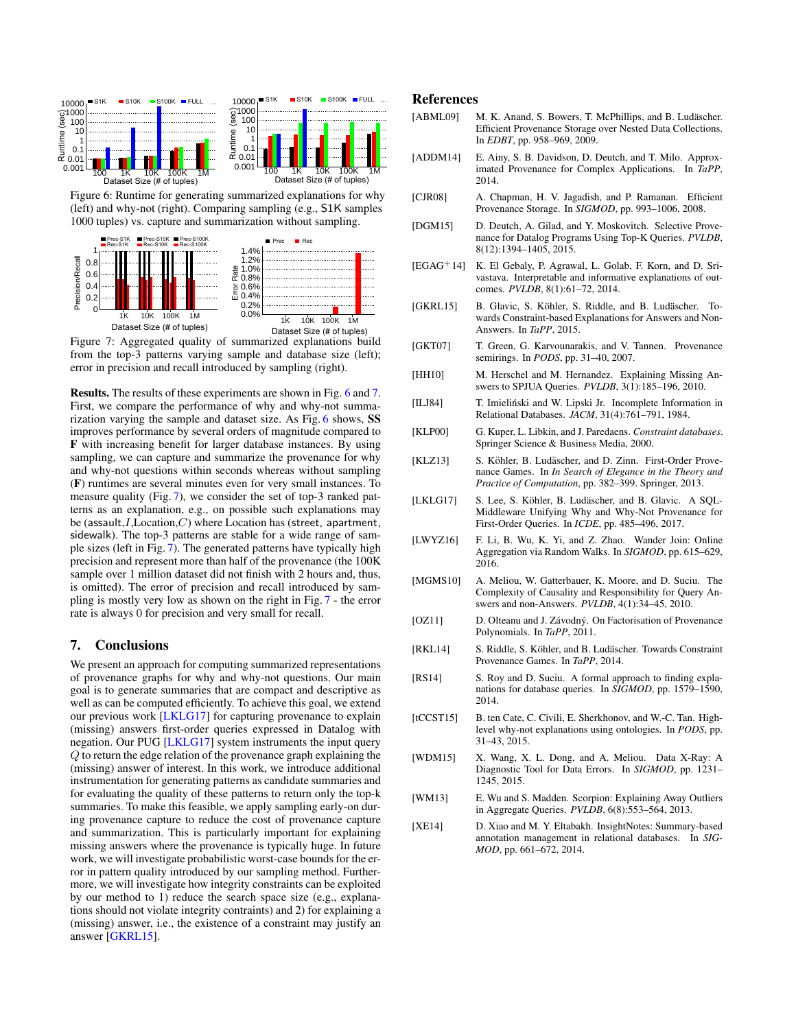10000 S1K S10K S100K FULL
1000
100
10
1
0.1
0.01
0.001
Runtime (sec)
100 1K 10K 100K 1M
Dataset Size (# of tuples)

10000 S1K S10K S100K FULL
1000
100
10
1
0.1
0.01
0.001
Runtime (sec)
100 1K 10K 100K 1M
Dataset Size (# of tuples)

Figure 6: Runtime for generating summarized explanations for why (left) and why-not (right). Comparing sampling (e.g., S1K samples 1000 tuples) vs. capture and summarization without sampling.

Prec-S1K Prec-S10K Prec-S100K
Rec-S1K Rec-S10K Rec-S100K
1
0.8
0.6
0.4
0.2
0
Precision/Recall
1K 10K 100K 1M
Dataset Size (# of tuples)

Prec Rec
1.4%
1.2%
1.0%
0.8%
0.6%
0.4%
0.2%
0.0%
Error Rate
1K 10K 100K 1M
Dataset Size (# of tuples)

Figure 7: Aggregated quality of summarized explanations build from the top-3 patterns varying sample and database size (left); error in precision and recall introduced by sampling (right).

**Results.** The results of these experiments are shown in Fig. 6 and 7. First, we compare the performance of why and why-not summarization varying the sample and dataset size. As Fig. 6 shows, **SS** improves performance by several orders of magnitude compared to **F** with increasing benefit for larger database instances. By using sampling, we can capture and summarize the provenance for why and why-not questions within seconds whereas without sampling (**F**) runtimes are several minutes even for very small instances. To measure quality (Fig. 7), we consider the set of top-3 ranked patterns as an explanation, e.g., on possible such explanations may be (assault,$I$,Location,$C$) where Location has (street, apartment, sidewalk). The top-3 patterns are stable for a wide range of sample sizes (left in Fig. 7). The generated patterns have typically high precision and represent more than half of the provenance (the 100K sample over 1 million dataset did not finish with 2 hours and, thus, is omitted). The error of precision and recall introduced by sampling is mostly very low as shown on the right in Fig. 7 - the error rate is always 0 for precision and very small for recall.

## 7. Conclusions

We present an approach for computing summarized representations of provenance graphs for why and why-not questions. Our main goal is to generate summaries that are compact and descriptive as well as can be computed efficiently. To achieve this goal, we extend our previous work [LKLG17] for capturing provenance to explain (missing) answers first-order queries expressed in Datalog with negation. Our PUG [LKLG17] system instruments the input query $Q$ to return the edge relation of the provenance graph explaining the (missing) answer of interest. In this work, we introduce additional instrumentation for generating patterns as candidate summaries and for evaluating the quality of these patterns to return only the top-k summaries. To make this feasible, we apply sampling early-on during provenance capture to reduce the cost of provenance capture and summarization. This is particularly important for explaining missing answers where the provenance is typically huge. In future work, we will investigate probabilistic worst-case bounds for the error in pattern quality introduced by our sampling method. Furthermore, we will investigate how integrity constraints can be exploited by our method to 1) reduce the search space size (e.g., explanations should not violate integrity contraints) and 2) for explaining a (missing) answer, i.e., the existence of a constraint may justify an answer [GKRL15].

## References

[ABML09] M. K. Anand, S. Bowers, T. McPhillips, and B. Ludäscher. Efficient Provenance Storage over Nested Data Collections. In *EDBT*, pp. 958–969, 2009.

[ADDM14] E. Ainy, S. B. Davidson, D. Deutch, and T. Milo. Approximated Provenance for Complex Applications. In *TaPP*, 2014.

[CJR08] A. Chapman, H. V. Jagadish, and P. Ramanan. Efficient Provenance Storage. In *SIGMOD*, pp. 993–1006, 2008.

[DGM15] D. Deutch, A. Gilad, and Y. Moskovitch. Selective Provenance for Datalog Programs Using Top-K Queries. *PVLDB*, 8(12):1394–1405, 2015.

[EGAG+14] K. El Gebaly, P. Agrawal, L. Golab, F. Korn, and D. Srivastava. Interpretable and informative explanations of outcomes. *PVLDB*, 8(1):61–72, 2014.

[GKRL15] B. Glavic, S. Köhler, S. Riddle, and B. Ludäscher. Towards Constraint-based Explanations for Answers and Non-Answers. In *TaPP*, 2015.

[GKT07] T. Green, G. Karvounarakis, and V. Tannen. Provenance semirings. In *PODS*, pp. 31–40, 2007.

[HH10] M. Herschel and M. Hernandez. Explaining Missing Answers to SPJUA Queries. *PVLDB*, 3(1):185–196, 2010.

[ILJ84] T. Imieliński and W. Lipski Jr. Incomplete Information in Relational Databases. *JACM*, 31(4):761–791, 1984.

[KLP00] G. Kuper, L. Libkin, and J. Paredaens. *Constraint databases*. Springer Science & Business Media, 2000.

[KLZ13] S. Köhler, B. Ludäscher, and D. Zinn. First-Order Provenance Games. In *In Search of Elegance in the Theory and Practice of Computation*, pp. 382–399. Springer, 2013.

[LKLG17] S. Lee, S. Köhler, B. Ludäscher, and B. Glavic. A SQL-Middleware Unifying Why and Why-Not Provenance for First-Order Queries. In *ICDE*, pp. 485–496, 2017.

[LWYZ16] F. Li, B. Wu, K. Yi, and Z. Zhao. Wander Join: Online Aggregation via Random Walks. In *SIGMOD*, pp. 615–629, 2016.

[MGMS10] A. Meliou, W. Gatterbauer, K. Moore, and D. Suciu. The Complexity of Causality and Responsibility for Query Answers and non-Answers. *PVLDB*, 4(1):34–45, 2010.

[OZ11] D. Olteanu and J. Závodný. On Factorisation of Provenance Polynomials. In *TaPP*, 2011.

[RKL14] S. Riddle, S. Köhler, and B. Ludäscher. Towards Constraint Provenance Games. In *TaPP*, 2014.

[RS14] S. Roy and D. Suciu. A formal approach to finding explanations for database queries. In *SIGMOD*, pp. 1579–1590, 2014.

[tCCST15] B. ten Cate, C. Civili, E. Sherkhonov, and W.-C. Tan. High-level why-not explanations using ontologies. In *PODS*, pp. 31–43, 2015.

[WDM15] X. Wang, X. L. Dong, and A. Meliou. Data X-Ray: A Diagnostic Tool for Data Errors. In *SIGMOD*, pp. 1231–1245, 2015.

[WM13] E. Wu and S. Madden. Scorpion: Explaining Away Outliers in Aggregate Queries. *PVLDB*, 6(8):553–564, 2013.

[XE14] D. Xiao and M. Y. Eltabakh. InsightNotes: Summary-based annotation management in relational databases. In *SIGMOD*, pp. 661–672, 2014.